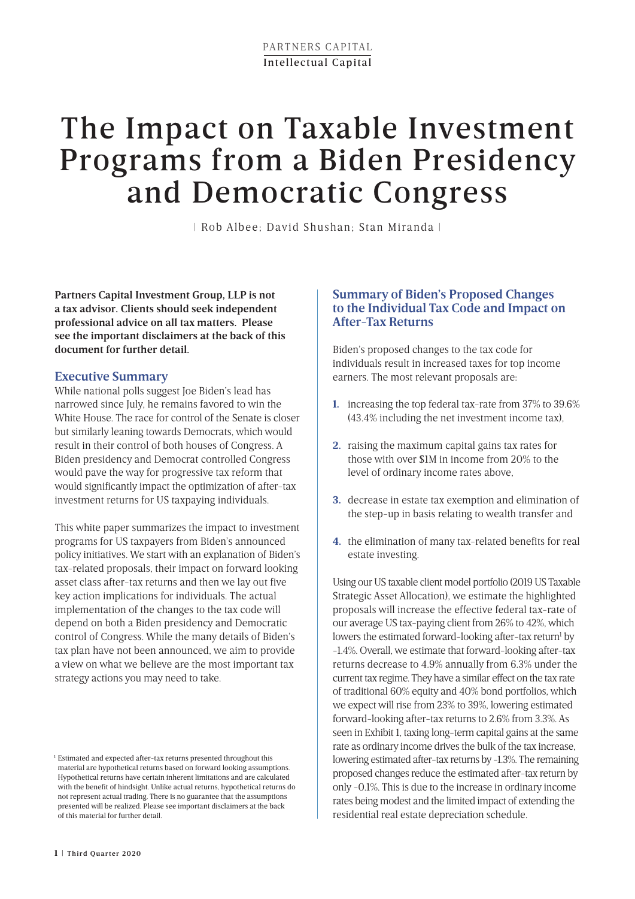PARTNERS CAPITAL
Intellectual Capital

# The Impact on Taxable Investment Programs from a Biden Presidency and Democratic Congress

| Rob Albee; David Shushan; Stan Miranda |

**Partners Capital Investment Group, LLP is not a tax advisor. Clients should seek independent professional advice on all tax matters. Please see the important disclaimers at the back of this document for further detail.**

## Executive Summary

While national polls suggest Joe Biden's lead has narrowed since July, he remains favored to win the White House. The race for control of the Senate is closer but similarly leaning towards Democrats, which would result in their control of both houses of Congress. A Biden presidency and Democrat controlled Congress would pave the way for progressive tax reform that would significantly impact the optimization of after-tax investment returns for US taxpaying individuals.

This white paper summarizes the impact to investment programs for US taxpayers from Biden's announced policy initiatives. We start with an explanation of Biden's tax-related proposals, their impact on forward looking asset class after-tax returns and then we lay out five key action implications for individuals. The actual implementation of the changes to the tax code will depend on both a Biden presidency and Democratic control of Congress. While the many details of Biden's tax plan have not been announced, we aim to provide a view on what we believe are the most important tax strategy actions you may need to take.

[1] Estimated and expected after-tax returns presented throughout this material are hypothetical returns based on forward looking assumptions. Hypothetical returns have certain inherent limitations and are calculated with the benefit of hindsight. Unlike actual returns, hypothetical returns do not represent actual trading. There is no guarantee that the assumptions presented will be realized. Please see important disclaimers at the back of this material for further detail.

## Summary of Biden's Proposed Changes to the Individual Tax Code and Impact on After-Tax Returns

Biden's proposed changes to the tax code for individuals result in increased taxes for top income earners. The most relevant proposals are:

1. increasing the top federal tax-rate from 37% to 39.6% (43.4% including the net investment income tax),
2. raising the maximum capital gains tax rates for those with over $1M in income from 20% to the level of ordinary income rates above,
3. decrease in estate tax exemption and elimination of the step-up in basis relating to wealth transfer and
4. the elimination of many tax-related benefits for real estate investing.

Using our US taxable client model portfolio (2019 US Taxable Strategic Asset Allocation), we estimate the highlighted proposals will increase the effective federal tax-rate of our average US tax-paying client from 26% to 42%, which lowers the estimated forward-looking after-tax return[1] by -1.4%. Overall, we estimate that forward-looking after-tax returns decrease to 4.9% annually from 6.3% under the current tax regime. They have a similar effect on the tax rate of traditional 60% equity and 40% bond portfolios, which we expect will rise from 23% to 39%, lowering estimated forward-looking after-tax returns to 2.6% from 3.3%. As seen in Exhibit 1, taxing long-term capital gains at the same rate as ordinary income drives the bulk of the tax increase, lowering estimated after-tax returns by -1.3%. The remaining proposed changes reduce the estimated after-tax return by only -0.1%. This is due to the increase in ordinary income rates being modest and the limited impact of extending the residential real estate depreciation schedule.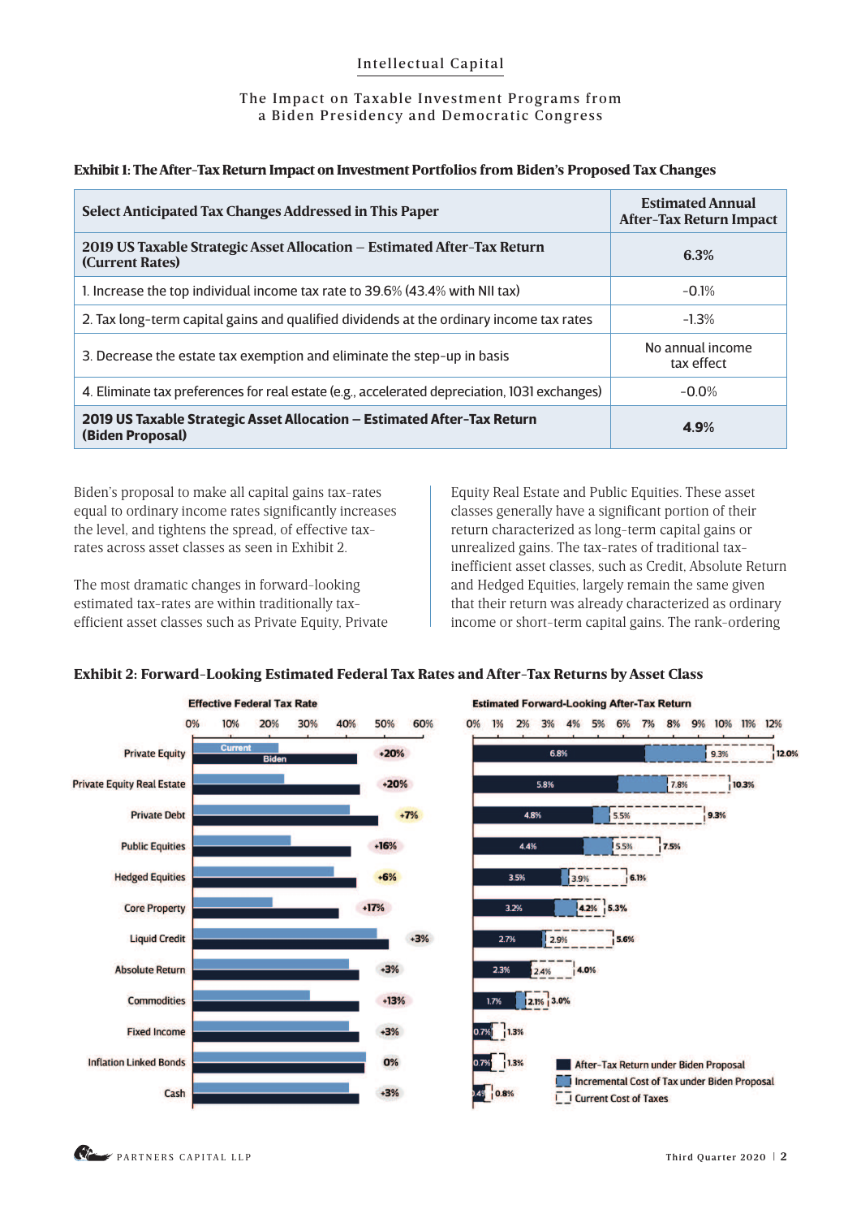Intellectual Capital

The Impact on Taxable Investment Programs from a Biden Presidency and Democratic Congress

**Exhibit 1: The After-Tax Return Impact on Investment Portfolios from Biden's Proposed Tax Changes**

| Select Anticipated Tax Changes Addressed in This Paper | Estimated Annual After-Tax Return Impact |
|---|---|
| **2019 US Taxable Strategic Asset Allocation – Estimated After-Tax Return (Current Rates)** | **6.3%** |
| 1. Increase the top individual income tax rate to 39.6% (43.4% with NII tax) | -0.1% |
| 2. Tax long-term capital gains and qualified dividends at the ordinary income tax rates | -1.3% |
| 3. Decrease the estate tax exemption and eliminate the step-up in basis | No annual income tax effect |
| 4. Eliminate tax preferences for real estate (e.g., accelerated depreciation, 1031 exchanges) | -0.0% |
| **2019 US Taxable Strategic Asset Allocation – Estimated After-Tax Return (Biden Proposal)** | **4.9%** |

Biden's proposal to make all capital gains tax-rates equal to ordinary income rates significantly increases the level, and tightens the spread, of effective tax-rates across asset classes as seen in Exhibit 2.

The most dramatic changes in forward-looking estimated tax-rates are within traditionally tax-efficient asset classes such as Private Equity, Private Equity Real Estate and Public Equities. These asset classes generally have a significant portion of their return characterized as long-term capital gains or unrealized gains. The tax-rates of traditional tax-inefficient asset classes, such as Credit, Absolute Return and Hedged Equities, largely remain the same given that their return was already characterized as ordinary income or short-term capital gains. The rank-ordering

**Exhibit 2: Forward-Looking Estimated Federal Tax Rates and After-Tax Returns by Asset Class**

| Asset Class | Effective Federal Tax Rate: Change (Current → Biden) | After-Tax Return under Biden Proposal | After-Tax Return (Current) | Pre-Tax Return |
|---|---|---|---|---|
| Private Equity | +20% | 6.8% | 9.3% | 12.0% |
| Private Equity Real Estate | +20% | 5.8% | 7.8% | 10.3% |
| Private Debt | +7% | 4.8% | 5.5% | 9.3% |
| Public Equities | +16% | 4.4% | 5.5% | 7.5% |
| Hedged Equities | +6% | 3.5% | 3.9% | 6.1% |
| Core Property | +17% | 3.2% | 4.2% | 5.3% |
| Liquid Credit | +3% | 2.7% | 2.9% | 5.6% |
| Absolute Return | +3% | 2.3% | 2.4% | 4.0% |
| Commodities | +13% | 1.7% | 2.1% | 3.0% |
| Fixed Income | +3% | 0.7% | | 1.3% |
| Inflation Linked Bonds | 0% | 0.7% | | 1.3% |
| Cash | +3% | 0.4% | | 0.8% |

Legend: After-Tax Return under Biden Proposal; Incremental Cost of Tax under Biden Proposal; Current Cost of Taxes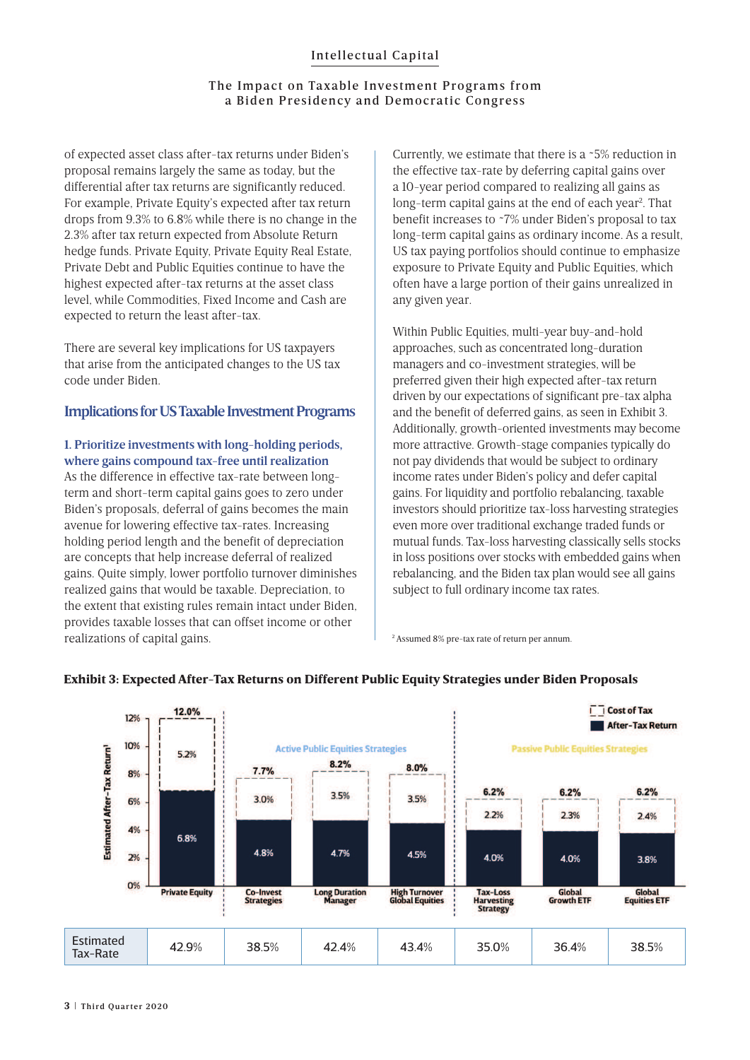of expected asset class after-tax returns under Biden's proposal remains largely the same as today, but the differential after tax returns are significantly reduced. For example, Private Equity's expected after tax return drops from 9.3% to 6.8% while there is no change in the 2.3% after tax return expected from Absolute Return hedge funds. Private Equity, Private Equity Real Estate, Private Debt and Public Equities continue to have the highest expected after-tax returns at the asset class level, while Commodities, Fixed Income and Cash are expected to return the least after-tax.

There are several key implications for US taxpayers that arise from the anticipated changes to the US tax code under Biden.

## Implications for US Taxable Investment Programs

### 1. Prioritize investments with long-holding periods, where gains compound tax-free until realization

As the difference in effective tax-rate between long-term and short-term capital gains goes to zero under Biden's proposals, deferral of gains becomes the main avenue for lowering effective tax-rates. Increasing holding period length and the benefit of depreciation are concepts that help increase deferral of realized gains. Quite simply, lower portfolio turnover diminishes realized gains that would be taxable. Depreciation, to the extent that existing rules remain intact under Biden, provides taxable losses that can offset income or other realizations of capital gains.

Currently, we estimate that there is a ~5% reduction in the effective tax-rate by deferring capital gains over a 10-year period compared to realizing all gains as long-term capital gains at the end of each year[2]. That benefit increases to ~7% under Biden's proposal to tax long-term capital gains as ordinary income. As a result, US tax paying portfolios should continue to emphasize exposure to Private Equity and Public Equities, which often have a large portion of their gains unrealized in any given year.

Within Public Equities, multi-year buy-and-hold approaches, such as concentrated long-duration managers and co-investment strategies, will be preferred given their high expected after-tax return driven by our expectations of significant pre-tax alpha and the benefit of deferred gains, as seen in Exhibit 3. Additionally, growth-oriented investments may become more attractive. Growth-stage companies typically do not pay dividends that would be subject to ordinary income rates under Biden's policy and defer capital gains. For liquidity and portfolio rebalancing, taxable investors should prioritize tax-loss harvesting strategies even more over traditional exchange traded funds or mutual funds. Tax-loss harvesting classically sells stocks in loss positions over stocks with embedded gains when rebalancing, and the Biden tax plan would see all gains subject to full ordinary income tax rates.

[2] Assumed 8% pre-tax rate of return per annum.

**Exhibit 3: Expected After-Tax Returns on Different Public Equity Strategies under Biden Proposals**

| | Private Equity | Co-Invest Strategies | Long Duration Manager | High Turnover Global Equities | Tax-Loss Harvesting Strategy | Global Growth ETF | Global Equities ETF |
|---|---|---|---|---|---|---|---|
| Strategy Type | | Active Public Equities Strategies | Active Public Equities Strategies | Active Public Equities Strategies | Passive Public Equities Strategies | Passive Public Equities Strategies | Passive Public Equities Strategies |
| Total (Pre-Tax) | 12.0% | 7.7% | 8.2% | 8.0% | 6.2% | 6.2% | 6.2% |
| Cost of Tax | 5.2% | 3.0% | 3.5% | 3.5% | 2.2% | 2.3% | 2.4% |
| After-Tax Return | 6.8% | 4.8% | 4.7% | 4.5% | 4.0% | 4.0% | 3.8% |
| Estimated Tax-Rate | 42.9% | 38.5% | 42.4% | 43.4% | 35.0% | 36.4% | 38.5% |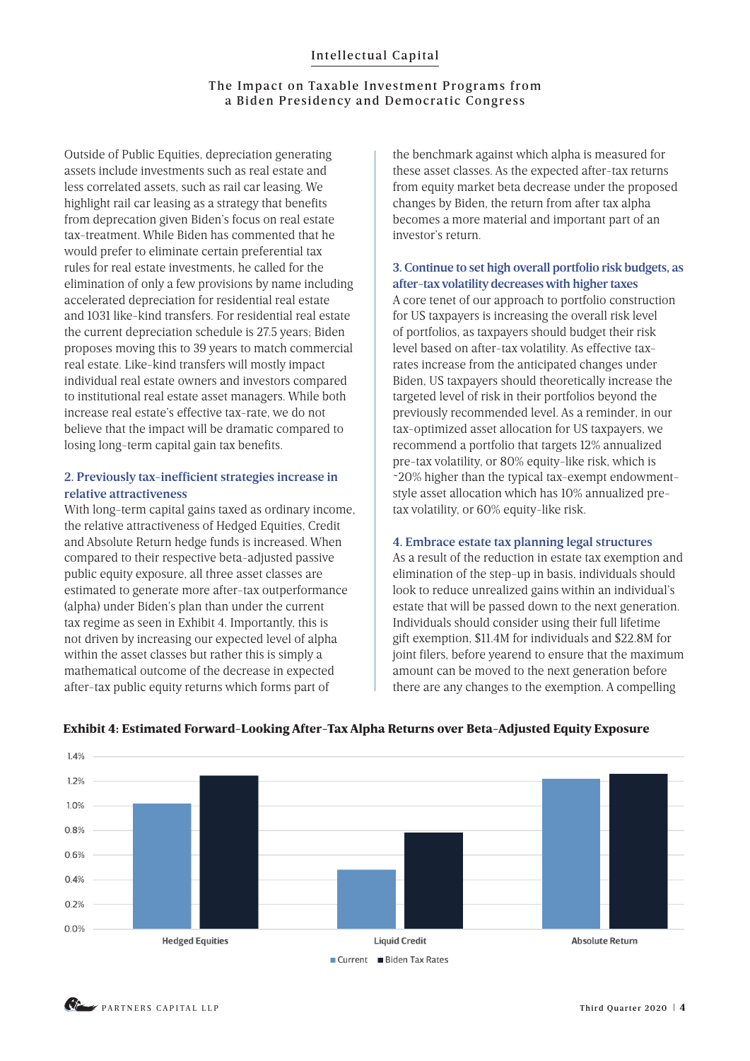Outside of Public Equities, depreciation generating assets include investments such as real estate and less correlated assets, such as rail car leasing. We highlight rail car leasing as a strategy that benefits from deprecation given Biden's focus on real estate tax-treatment. While Biden has commented that he would prefer to eliminate certain preferential tax rules for real estate investments, he called for the elimination of only a few provisions by name including accelerated depreciation for residential real estate and 1031 like-kind transfers. For residential real estate the current depreciation schedule is 27.5 years; Biden proposes moving this to 39 years to match commercial real estate. Like-kind transfers will mostly impact individual real estate owners and investors compared to institutional real estate asset managers. While both increase real estate's effective tax-rate, we do not believe that the impact will be dramatic compared to losing long-term capital gain tax benefits.

### 2. Previously tax-inefficient strategies increase in relative attractiveness

With long-term capital gains taxed as ordinary income, the relative attractiveness of Hedged Equities, Credit and Absolute Return hedge funds is increased. When compared to their respective beta-adjusted passive public equity exposure, all three asset classes are estimated to generate more after-tax outperformance (alpha) under Biden's plan than under the current tax regime as seen in Exhibit 4. Importantly, this is not driven by increasing our expected level of alpha within the asset classes but rather this is simply a mathematical outcome of the decrease in expected after-tax public equity returns which forms part of the benchmark against which alpha is measured for these asset classes. As the expected after-tax returns from equity market beta decrease under the proposed changes by Biden, the return from after tax alpha becomes a more material and important part of an investor's return.

### 3. Continue to set high overall portfolio risk budgets, as after-tax volatility decreases with higher taxes

A core tenet of our approach to portfolio construction for US taxpayers is increasing the overall risk level of portfolios, as taxpayers should budget their risk level based on after-tax volatility. As effective tax-rates increase from the anticipated changes under Biden, US taxpayers should theoretically increase the targeted level of risk in their portfolios beyond the previously recommended level. As a reminder, in our tax-optimized asset allocation for US taxpayers, we recommend a portfolio that targets 12% annualized pre-tax volatility, or 80% equity-like risk, which is ~20% higher than the typical tax-exempt endowment-style asset allocation which has 10% annualized pre-tax volatility, or 60% equity-like risk.

### 4. Embrace estate tax planning legal structures

As a result of the reduction in estate tax exemption and elimination of the step-up in basis, individuals should look to reduce unrealized gains within an individual's estate that will be passed down to the next generation. Individuals should consider using their full lifetime gift exemption, $11.4M for individuals and $22.8M for joint filers, before yearend to ensure that the maximum amount can be moved to the next generation before there are any changes to the exemption. A compelling

**Exhibit 4: Estimated Forward-Looking After-Tax Alpha Returns over Beta-Adjusted Equity Exposure**

| | Current | Biden Tax Rates |
|---|---|---|
| Hedged Equities | ~1.0% | ~1.25% |
| Liquid Credit | ~0.48% | ~0.78% |
| Absolute Return | ~1.22% | ~1.26% |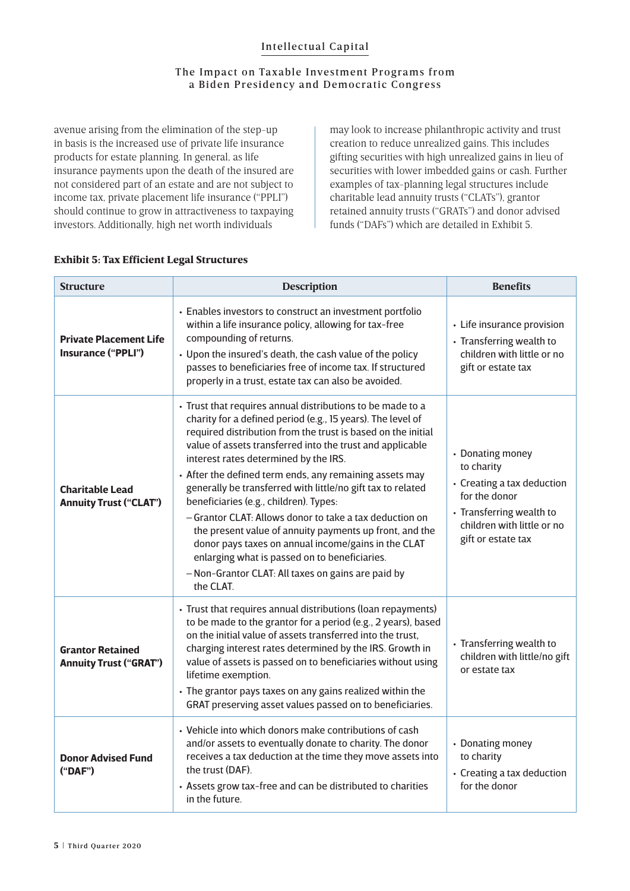avenue arising from the elimination of the step-up in basis is the increased use of private life insurance products for estate planning. In general, as life insurance payments upon the death of the insured are not considered part of an estate and are not subject to income tax, private placement life insurance ("PPLI") should continue to grow in attractiveness to taxpaying investors. Additionally, high net worth individuals may look to increase philanthropic activity and trust creation to reduce unrealized gains. This includes gifting securities with high unrealized gains in lieu of securities with lower imbedded gains or cash. Further examples of tax-planning legal structures include charitable lead annuity trusts ("CLATs"), grantor retained annuity trusts ("GRATs") and donor advised funds ("DAFs") which are detailed in Exhibit 5.

**Exhibit 5: Tax Efficient Legal Structures**

| Structure | Description | Benefits |
|---|---|---|
| **Private Placement Life Insurance ("PPLI")** | • Enables investors to construct an investment portfolio within a life insurance policy, allowing for tax-free compounding of returns.<br>• Upon the insured's death, the cash value of the policy passes to beneficiaries free of income tax. If structured properly in a trust, estate tax can also be avoided. | • Life insurance provision<br>• Transferring wealth to children with little or no gift or estate tax |
| **Charitable Lead Annuity Trust ("CLAT")** | • Trust that requires annual distributions to be made to a charity for a defined period (e.g., 15 years). The level of required distribution from the trust is based on the initial value of assets transferred into the trust and applicable interest rates determined by the IRS.<br>• After the defined term ends, any remaining assets may generally be transferred with little/no gift tax to related beneficiaries (e.g., children). Types:<br>– Grantor CLAT: Allows donor to take a tax deduction on the present value of annuity payments up front, and the donor pays taxes on annual income/gains in the CLAT enlarging what is passed on to beneficiaries.<br>– Non-Grantor CLAT: All taxes on gains are paid by the CLAT. | • Donating money to charity<br>• Creating a tax deduction for the donor<br>• Transferring wealth to children with little or no gift or estate tax |
| **Grantor Retained Annuity Trust ("GRAT")** | • Trust that requires annual distributions (loan repayments) to be made to the grantor for a period (e.g., 2 years), based on the initial value of assets transferred into the trust, charging interest rates determined by the IRS. Growth in value of assets is passed on to beneficiaries without using lifetime exemption.<br>• The grantor pays taxes on any gains realized within the GRAT preserving asset values passed on to beneficiaries. | • Transferring wealth to children with little/no gift or estate tax |
| **Donor Advised Fund ("DAF")** | • Vehicle into which donors make contributions of cash and/or assets to eventually donate to charity. The donor receives a tax deduction at the time they move assets into the trust (DAF).<br>• Assets grow tax-free and can be distributed to charities in the future. | • Donating money to charity<br>• Creating a tax deduction for the donor |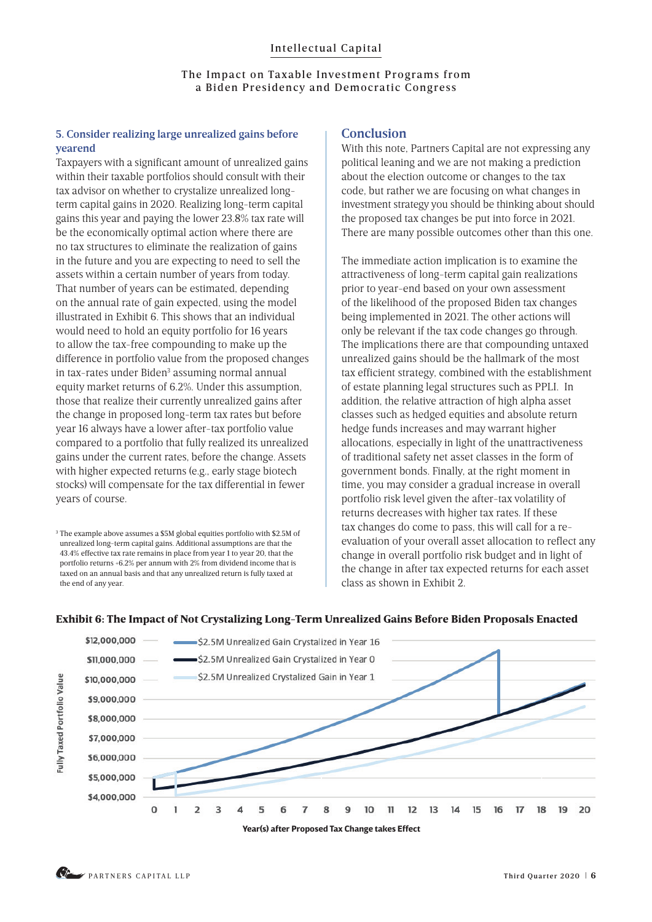#### 5. Consider realizing large unrealized gains before yearend

Taxpayers with a significant amount of unrealized gains within their taxable portfolios should consult with their tax advisor on whether to crystalize unrealized long-term capital gains in 2020. Realizing long-term capital gains this year and paying the lower 23.8% tax rate will be the economically optimal action where there are no tax structures to eliminate the realization of gains in the future and you are expecting to need to sell the assets within a certain number of years from today. That number of years can be estimated, depending on the annual rate of gain expected, using the model illustrated in Exhibit 6. This shows that an individual would need to hold an equity portfolio for 16 years to allow the tax-free compounding to make up the difference in portfolio value from the proposed changes in tax-rates under Biden[3] assuming normal annual equity market returns of 6.2%. Under this assumption, those that realize their currently unrealized gains after the change in proposed long-term tax rates but before year 16 always have a lower after-tax portfolio value compared to a portfolio that fully realized its unrealized gains under the current rates, before the change. Assets with higher expected returns (e.g., early stage biotech stocks) will compensate for the tax differential in fewer years of course.

[3] The example above assumes a $5M global equities portfolio with $2.5M of unrealized long-term capital gains. Additional assumptions are that the 43.4% effective tax rate remains in place from year 1 to year 20, that the portfolio returns +6.2% per annum with 2% from dividend income that is taxed on an annual basis and that any unrealized return is fully taxed at the end of any year.

## Conclusion

With this note, Partners Capital are not expressing any political leaning and we are not making a prediction about the election outcome or changes to the tax code, but rather we are focusing on what changes in investment strategy you should be thinking about should the proposed tax changes be put into force in 2021. There are many possible outcomes other than this one.

The immediate action implication is to examine the attractiveness of long-term capital gain realizations prior to year-end based on your own assessment of the likelihood of the proposed Biden tax changes being implemented in 2021. The other actions will only be relevant if the tax code changes go through. The implications there are that compounding untaxed unrealized gains should be the hallmark of the most tax efficient strategy, combined with the establishment of estate planning legal structures such as PPLI. In addition, the relative attraction of high alpha asset classes such as hedged equities and absolute return hedge funds increases and may warrant higher allocations, especially in light of the unattractiveness of traditional safety net asset classes in the form of government bonds. Finally, at the right moment in time, you may consider a gradual increase in overall portfolio risk level given the after-tax volatility of returns decreases with higher tax rates. If these tax changes do come to pass, this will call for a re-evaluation of your overall asset allocation to reflect any change in overall portfolio risk budget and in light of the change in after tax expected returns for each asset class as shown in Exhibit 2.

**Exhibit 6: The Impact of Not Crystalizing Long-Term Unrealized Gains Before Biden Proposals Enacted**

[Chart — Y-axis: Fully Taxed Portfolio Value ($4,000,000 to $12,000,000); X-axis: Year(s) after Proposed Tax Change takes Effect (0 to 20). Series: $2.5M Unrealized Gain Crystalized in Year 16; $2.5M Unrealized Gain Crystalized in Year 0; $2.5M Unrealized Crystalized Gain in Year 1]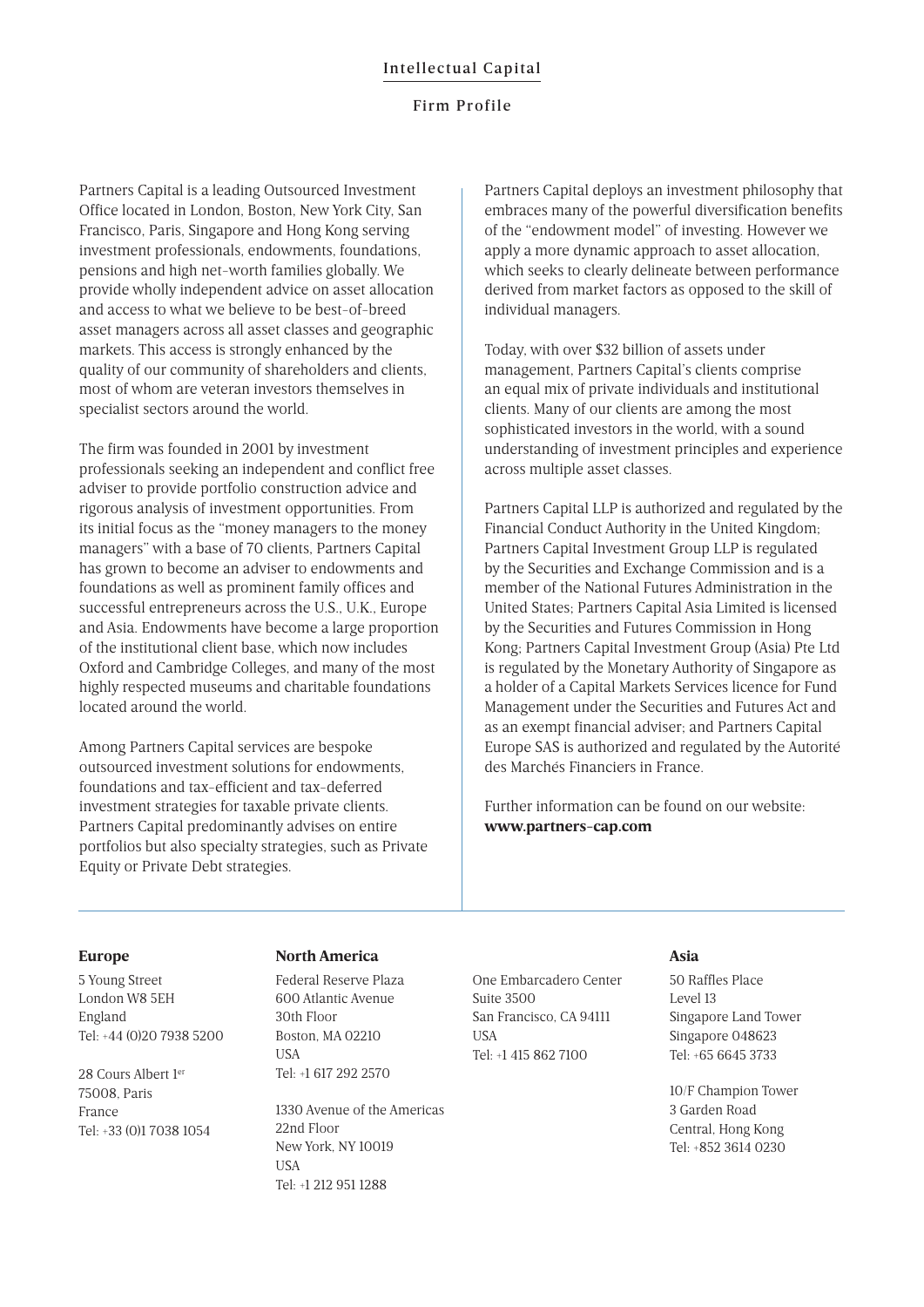## Intellectual Capital

### Firm Profile

Partners Capital is a leading Outsourced Investment Office located in London, Boston, New York City, San Francisco, Paris, Singapore and Hong Kong serving investment professionals, endowments, foundations, pensions and high net-worth families globally. We provide wholly independent advice on asset allocation and access to what we believe to be best-of-breed asset managers across all asset classes and geographic markets. This access is strongly enhanced by the quality of our community of shareholders and clients, most of whom are veteran investors themselves in specialist sectors around the world.

The firm was founded in 2001 by investment professionals seeking an independent and conflict free adviser to provide portfolio construction advice and rigorous analysis of investment opportunities. From its initial focus as the "money managers to the money managers" with a base of 70 clients, Partners Capital has grown to become an adviser to endowments and foundations as well as prominent family offices and successful entrepreneurs across the U.S., U.K., Europe and Asia. Endowments have become a large proportion of the institutional client base, which now includes Oxford and Cambridge Colleges, and many of the most highly respected museums and charitable foundations located around the world.

Among Partners Capital services are bespoke outsourced investment solutions for endowments, foundations and tax-efficient and tax-deferred investment strategies for taxable private clients. Partners Capital predominantly advises on entire portfolios but also specialty strategies, such as Private Equity or Private Debt strategies.

Partners Capital deploys an investment philosophy that embraces many of the powerful diversification benefits of the "endowment model" of investing. However we apply a more dynamic approach to asset allocation, which seeks to clearly delineate between performance derived from market factors as opposed to the skill of individual managers.

Today, with over $32 billion of assets under management, Partners Capital's clients comprise an equal mix of private individuals and institutional clients. Many of our clients are among the most sophisticated investors in the world, with a sound understanding of investment principles and experience across multiple asset classes.

Partners Capital LLP is authorized and regulated by the Financial Conduct Authority in the United Kingdom; Partners Capital Investment Group LLP is regulated by the Securities and Exchange Commission and is a member of the National Futures Administration in the United States; Partners Capital Asia Limited is licensed by the Securities and Futures Commission in Hong Kong; Partners Capital Investment Group (Asia) Pte Ltd is regulated by the Monetary Authority of Singapore as a holder of a Capital Markets Services licence for Fund Management under the Securities and Futures Act and as an exempt financial adviser; and Partners Capital Europe SAS is authorized and regulated by the Autorité des Marchés Financiers in France.

Further information can be found on our website: **www.partners-cap.com**

---

**Europe**

5 Young Street
London W8 5EH
England
Tel: +44 (0)20 7938 5200

28 Cours Albert 1er
75008, Paris
France
Tel: +33 (0)1 7038 1054

**North America**

Federal Reserve Plaza
600 Atlantic Avenue
30th Floor
Boston, MA 02210
USA
Tel: +1 617 292 2570

1330 Avenue of the Americas
22nd Floor
New York, NY 10019
USA
Tel: +1 212 951 1288

One Embarcadero Center
Suite 3500
San Francisco, CA 94111
USA
Tel: +1 415 862 7100

**Asia**

50 Raffles Place
Level 13
Singapore Land Tower
Singapore 048623
Tel: +65 6645 3733

10/F Champion Tower
3 Garden Road
Central, Hong Kong
Tel: +852 3614 0230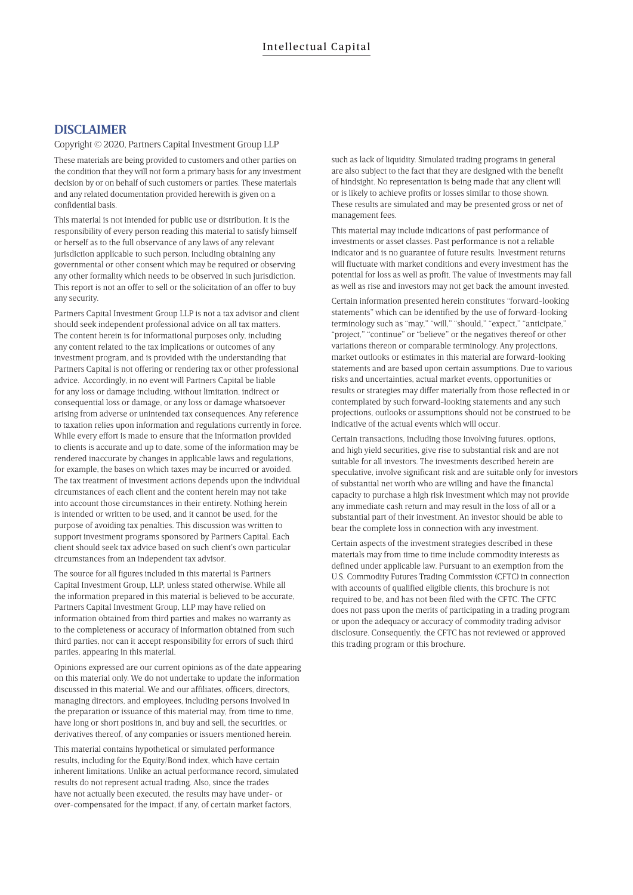## DISCLAIMER

Copyright © 2020, Partners Capital Investment Group LLP

These materials are being provided to customers and other parties on the condition that they will not form a primary basis for any investment decision by or on behalf of such customers or parties. These materials and any related documentation provided herewith is given on a confidential basis.

This material is not intended for public use or distribution. It is the responsibility of every person reading this material to satisfy himself or herself as to the full observance of any laws of any relevant jurisdiction applicable to such person, including obtaining any governmental or other consent which may be required or observing any other formality which needs to be observed in such jurisdiction. This report is not an offer to sell or the solicitation of an offer to buy any security.

Partners Capital Investment Group LLP is not a tax advisor and client should seek independent professional advice on all tax matters. The content herein is for informational purposes only, including any content related to the tax implications or outcomes of any investment program, and is provided with the understanding that Partners Capital is not offering or rendering tax or other professional advice. Accordingly, in no event will Partners Capital be liable for any loss or damage including, without limitation, indirect or consequential loss or damage, or any loss or damage whatsoever arising from adverse or unintended tax consequences. Any reference to taxation relies upon information and regulations currently in force. While every effort is made to ensure that the information provided to clients is accurate and up to date, some of the information may be rendered inaccurate by changes in applicable laws and regulations, for example, the bases on which taxes may be incurred or avoided. The tax treatment of investment actions depends upon the individual circumstances of each client and the content herein may not take into account those circumstances in their entirety. Nothing herein is intended or written to be used, and it cannot be used, for the purpose of avoiding tax penalties. This discussion was written to support investment programs sponsored by Partners Capital. Each client should seek tax advice based on such client's own particular circumstances from an independent tax advisor.

The source for all figures included in this material is Partners Capital Investment Group, LLP, unless stated otherwise. While all the information prepared in this material is believed to be accurate, Partners Capital Investment Group, LLP may have relied on information obtained from third parties and makes no warranty as to the completeness or accuracy of information obtained from such third parties, nor can it accept responsibility for errors of such third parties, appearing in this material.

Opinions expressed are our current opinions as of the date appearing on this material only. We do not undertake to update the information discussed in this material. We and our affiliates, officers, directors, managing directors, and employees, including persons involved in the preparation or issuance of this material may, from time to time, have long or short positions in, and buy and sell, the securities, or derivatives thereof, of any companies or issuers mentioned herein.

This material contains hypothetical or simulated performance results, including for the Equity/Bond index, which have certain inherent limitations. Unlike an actual performance record, simulated results do not represent actual trading. Also, since the trades have not actually been executed, the results may have under- or over-compensated for the impact, if any, of certain market factors, such as lack of liquidity. Simulated trading programs in general are also subject to the fact that they are designed with the benefit of hindsight. No representation is being made that any client will or is likely to achieve profits or losses similar to those shown. These results are simulated and may be presented gross or net of management fees.

This material may include indications of past performance of investments or asset classes. Past performance is not a reliable indicator and is no guarantee of future results. Investment returns will fluctuate with market conditions and every investment has the potential for loss as well as profit. The value of investments may fall as well as rise and investors may not get back the amount invested.

Certain information presented herein constitutes "forward-looking statements" which can be identified by the use of forward-looking terminology such as "may," "will," "should," "expect," "anticipate," "project," "continue" or "believe" or the negatives thereof or other variations thereon or comparable terminology. Any projections, market outlooks or estimates in this material are forward-looking statements and are based upon certain assumptions. Due to various risks and uncertainties, actual market events, opportunities or results or strategies may differ materially from those reflected in or contemplated by such forward-looking statements and any such projections, outlooks or assumptions should not be construed to be indicative of the actual events which will occur.

Certain transactions, including those involving futures, options, and high yield securities, give rise to substantial risk and are not suitable for all investors. The investments described herein are speculative, involve significant risk and are suitable only for investors of substantial net worth who are willing and have the financial capacity to purchase a high risk investment which may not provide any immediate cash return and may result in the loss of all or a substantial part of their investment. An investor should be able to bear the complete loss in connection with any investment.

Certain aspects of the investment strategies described in these materials may from time to time include commodity interests as defined under applicable law. Pursuant to an exemption from the U.S. Commodity Futures Trading Commission (CFTC) in connection with accounts of qualified eligible clients, this brochure is not required to be, and has not been filed with the CFTC. The CFTC does not pass upon the merits of participating in a trading program or upon the adequacy or accuracy of commodity trading advisor disclosure. Consequently, the CFTC has not reviewed or approved this trading program or this brochure.